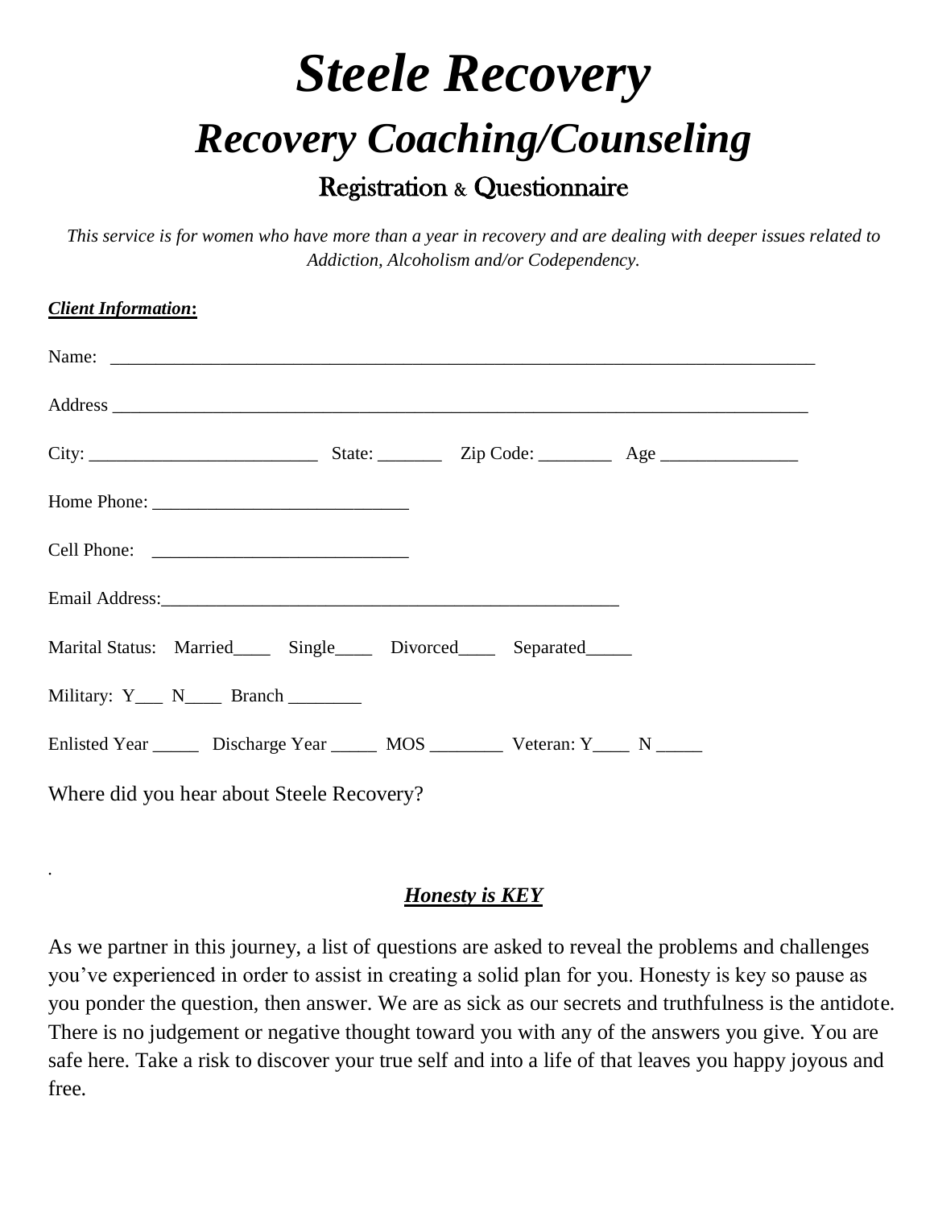# *Steele Recovery*

## *Recovery Coaching/Counseling*

### Registration & Questionnaire

*This service is for women who have more than a year in recovery and are dealing with deeper issues related to Addiction, Alcoholism and/or Codependency.*

***Client Information*:**

Name: ______________________________________________________________________________

Address ______________________________________________________________________________

City: _________________________ State: _______ Zip Code: ________ Age _______________

Home Phone: ____________________________

Cell Phone: ____________________________

Email Address:_____________________________________________________

Marital Status: Married____ Single____ Divorced____ Separated_____

Military: Y___ N____ Branch ________

Enlisted Year _____ Discharge Year _____ MOS ________ Veteran: Y____ N _____

Where did you hear about Steele Recovery?

.

***Honesty is KEY***

As we partner in this journey, a list of questions are asked to reveal the problems and challenges you've experienced in order to assist in creating a solid plan for you. Honesty is key so pause as you ponder the question, then answer. We are as sick as our secrets and truthfulness is the antidote. There is no judgement or negative thought toward you with any of the answers you give. You are safe here. Take a risk to discover your true self and into a life of that leaves you happy joyous and free.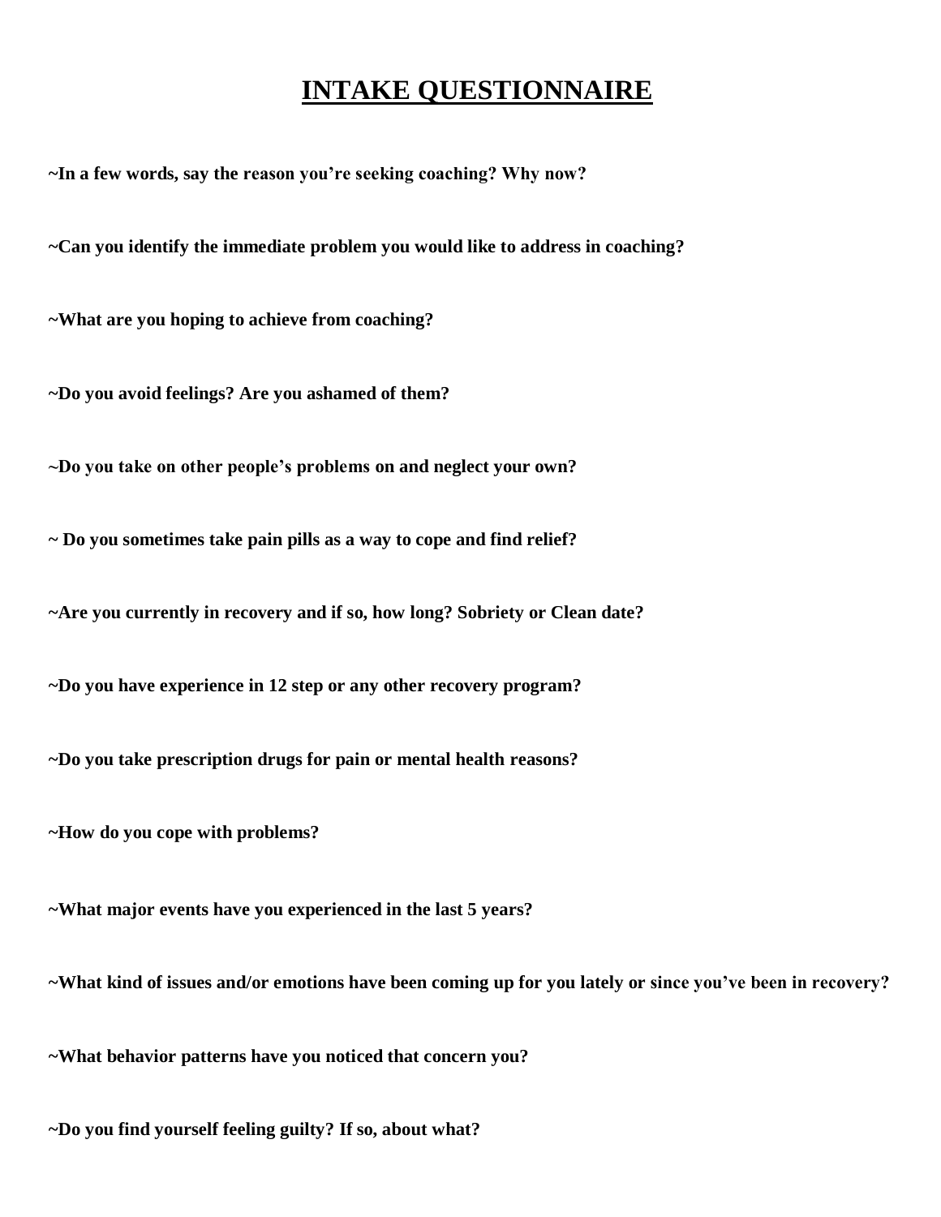# INTAKE QUESTIONNAIRE

**~In a few words, say the reason you're seeking coaching? Why now?**

**~Can you identify the immediate problem you would like to address in coaching?**

**~What are you hoping to achieve from coaching?**

**~Do you avoid feelings? Are you ashamed of them?**

**~Do you take on other people's problems on and neglect your own?**

**~ Do you sometimes take pain pills as a way to cope and find relief?**

**~Are you currently in recovery and if so, how long? Sobriety or Clean date?**

**~Do you have experience in 12 step or any other recovery program?**

**~Do you take prescription drugs for pain or mental health reasons?**

**~How do you cope with problems?**

**~What major events have you experienced in the last 5 years?**

**~What kind of issues and/or emotions have been coming up for you lately or since you've been in recovery?**

**~What behavior patterns have you noticed that concern you?**

**~Do you find yourself feeling guilty? If so, about what?**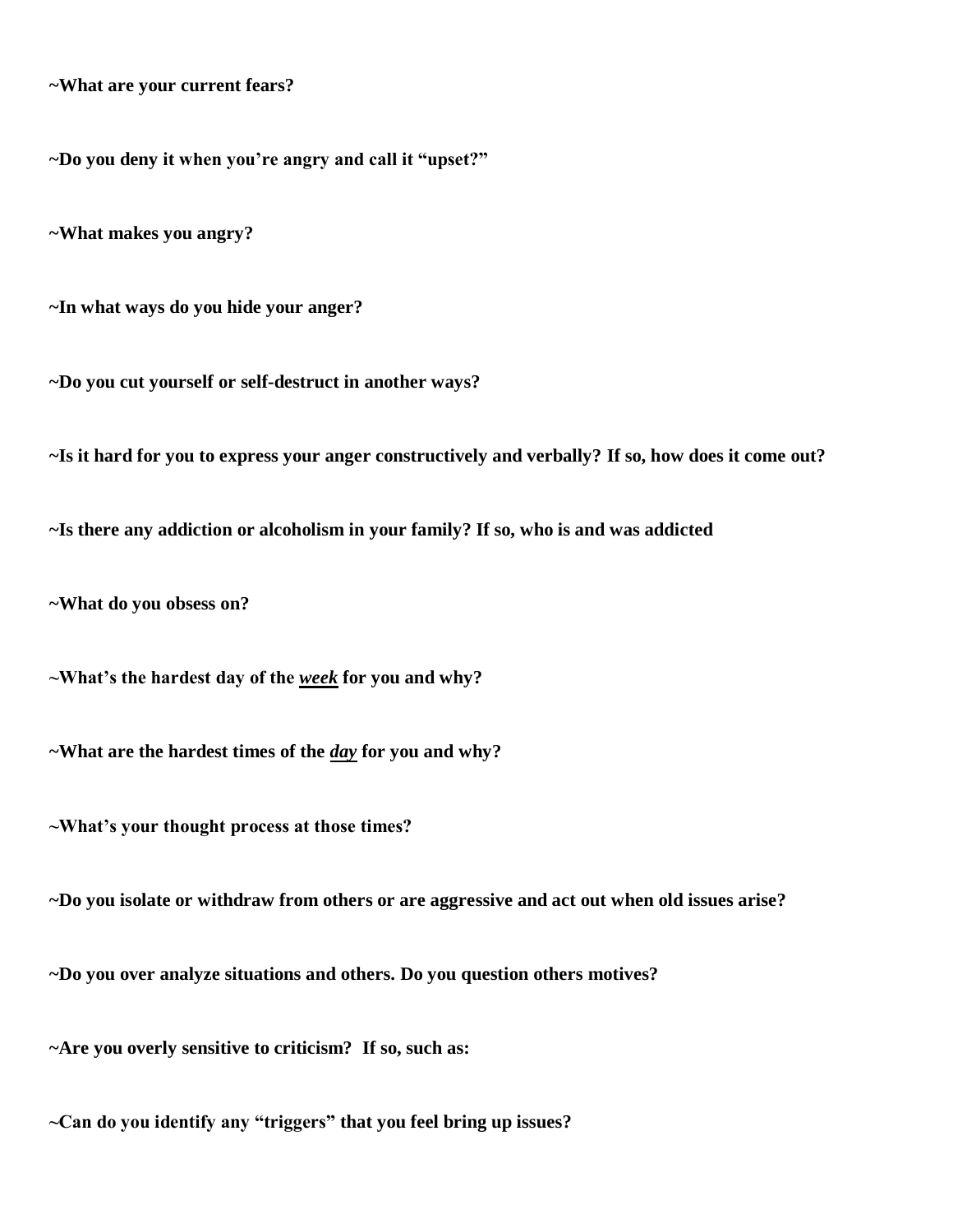**~What are your current fears?**

**~Do you deny it when you're angry and call it "upset?"**

**~What makes you angry?**

**~In what ways do you hide your anger?**

**~Do you cut yourself or self-destruct in another ways?**

**~Is it hard for you to express your anger constructively and verbally? If so, how does it come out?**

**~Is there any addiction or alcoholism in your family? If so, who is and was addicted**

**~What do you obsess on?**

**~What's the hardest day of the *week* for you and why?**

**~What are the hardest times of the *day* for you and why?**

**~What's your thought process at those times?**

**~Do you isolate or withdraw from others or are aggressive and act out when old issues arise?**

**~Do you over analyze situations and others. Do you question others motives?**

**~Are you overly sensitive to criticism? If so, such as:**

**~Can do you identify any "triggers" that you feel bring up issues?**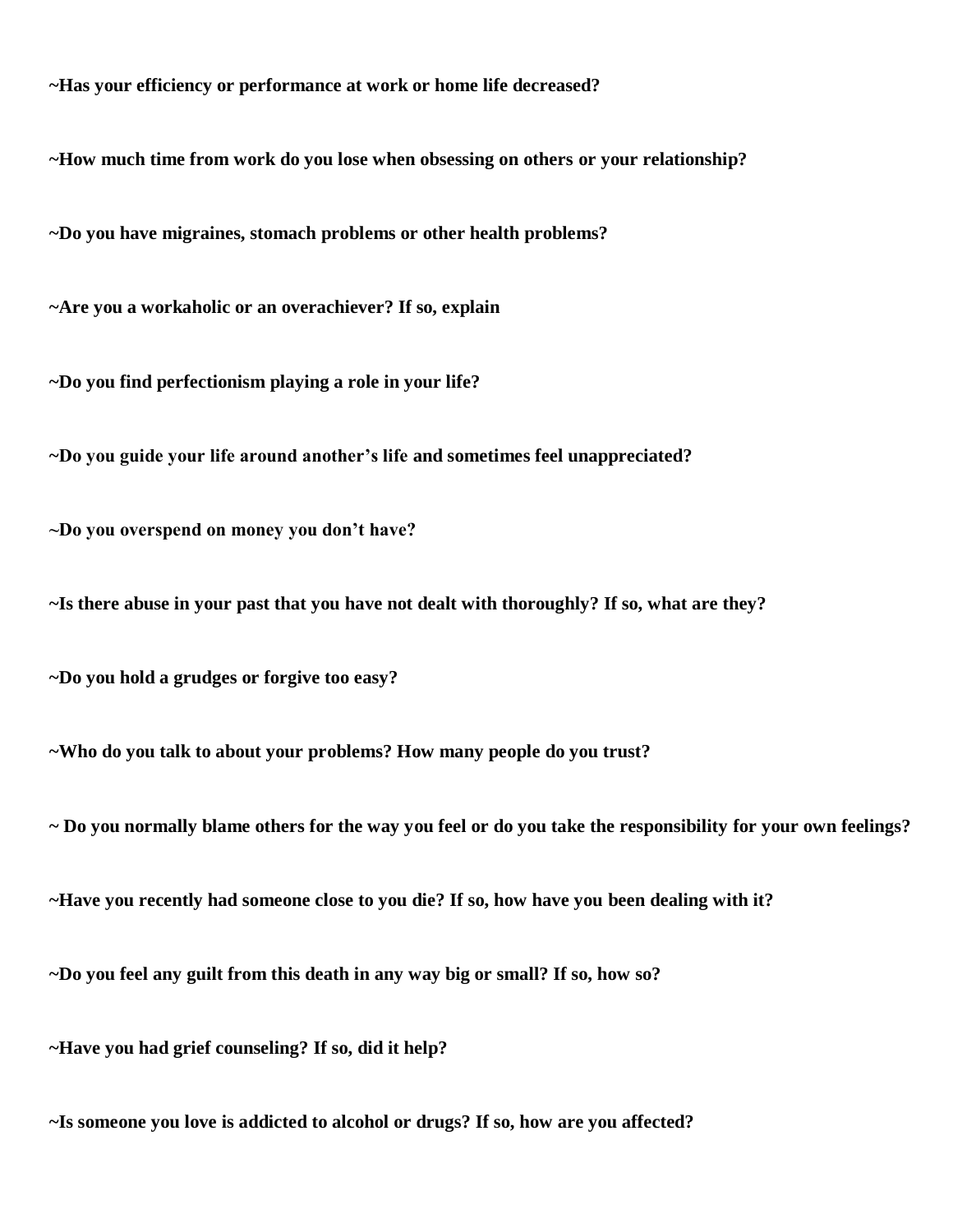**~Has your efficiency or performance at work or home life decreased?**

**~How much time from work do you lose when obsessing on others or your relationship?**

**~Do you have migraines, stomach problems or other health problems?**

**~Are you a workaholic or an overachiever? If so, explain**

**~Do you find perfectionism playing a role in your life?**

**~Do you guide your life around another's life and sometimes feel unappreciated?**

**~Do you overspend on money you don't have?**

**~Is there abuse in your past that you have not dealt with thoroughly? If so, what are they?**

**~Do you hold a grudges or forgive too easy?**

**~Who do you talk to about your problems? How many people do you trust?**

**~ Do you normally blame others for the way you feel or do you take the responsibility for your own feelings?**

**~Have you recently had someone close to you die? If so, how have you been dealing with it?**

**~Do you feel any guilt from this death in any way big or small? If so, how so?**

**~Have you had grief counseling? If so, did it help?**

**~Is someone you love is addicted to alcohol or drugs? If so, how are you affected?**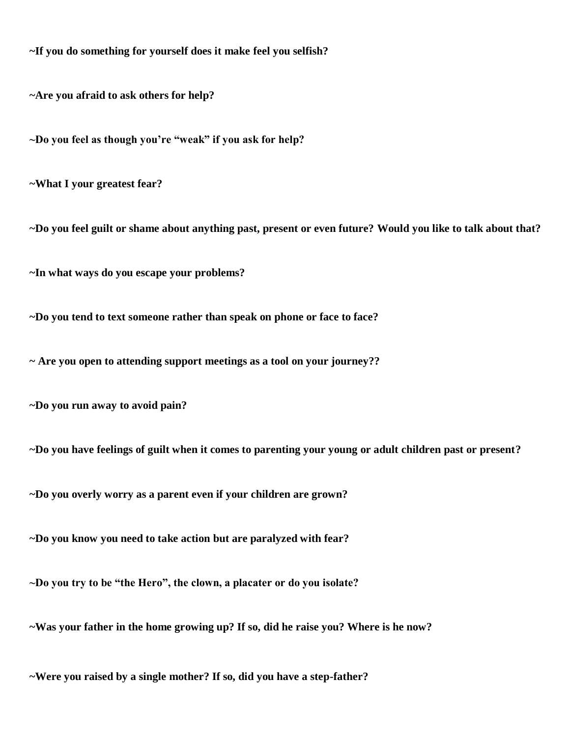**~If you do something for yourself does it make feel you selfish?**

**~Are you afraid to ask others for help?**

**~Do you feel as though you're "weak" if you ask for help?**

**~What I your greatest fear?**

**~Do you feel guilt or shame about anything past, present or even future? Would you like to talk about that?**

**~In what ways do you escape your problems?**

**~Do you tend to text someone rather than speak on phone or face to face?**

**~ Are you open to attending support meetings as a tool on your journey??**

**~Do you run away to avoid pain?**

**~Do you have feelings of guilt when it comes to parenting your young or adult children past or present?**

**~Do you overly worry as a parent even if your children are grown?**

**~Do you know you need to take action but are paralyzed with fear?**

**~Do you try to be "the Hero", the clown, a placater or do you isolate?**

**~Was your father in the home growing up? If so, did he raise you? Where is he now?**

**~Were you raised by a single mother? If so, did you have a step-father?**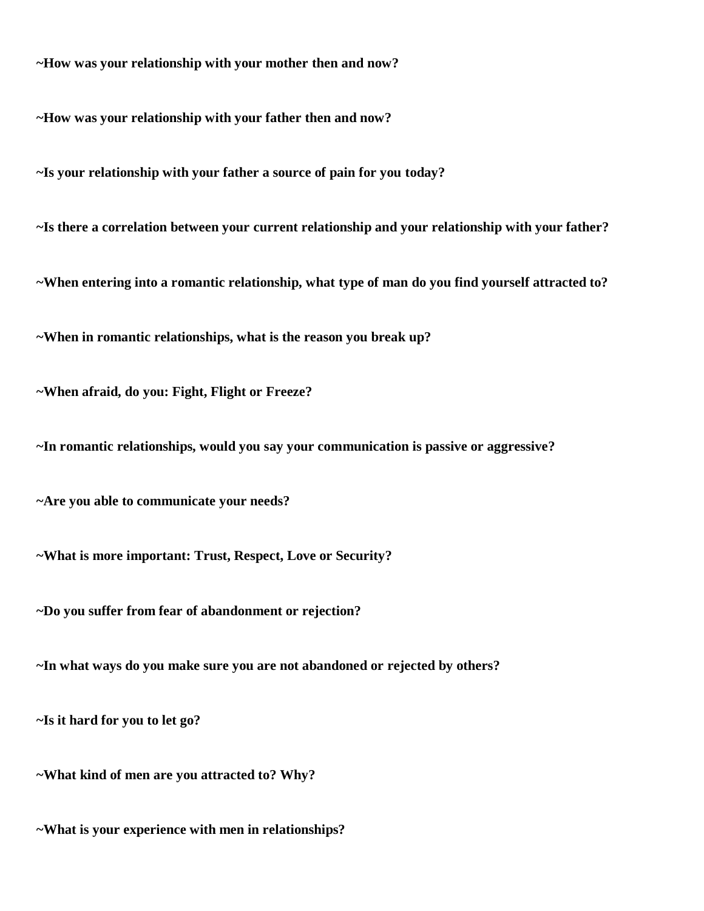**~How was your relationship with your mother then and now?**

**~How was your relationship with your father then and now?**

**~Is your relationship with your father a source of pain for you today?**

**~Is there a correlation between your current relationship and your relationship with your father?**

**~When entering into a romantic relationship, what type of man do you find yourself attracted to?**

**~When in romantic relationships, what is the reason you break up?**

**~When afraid, do you: Fight, Flight or Freeze?**

**~In romantic relationships, would you say your communication is passive or aggressive?**

**~Are you able to communicate your needs?**

**~What is more important: Trust, Respect, Love or Security?**

**~Do you suffer from fear of abandonment or rejection?**

**~In what ways do you make sure you are not abandoned or rejected by others?**

**~Is it hard for you to let go?**

**~What kind of men are you attracted to? Why?**

**~What is your experience with men in relationships?**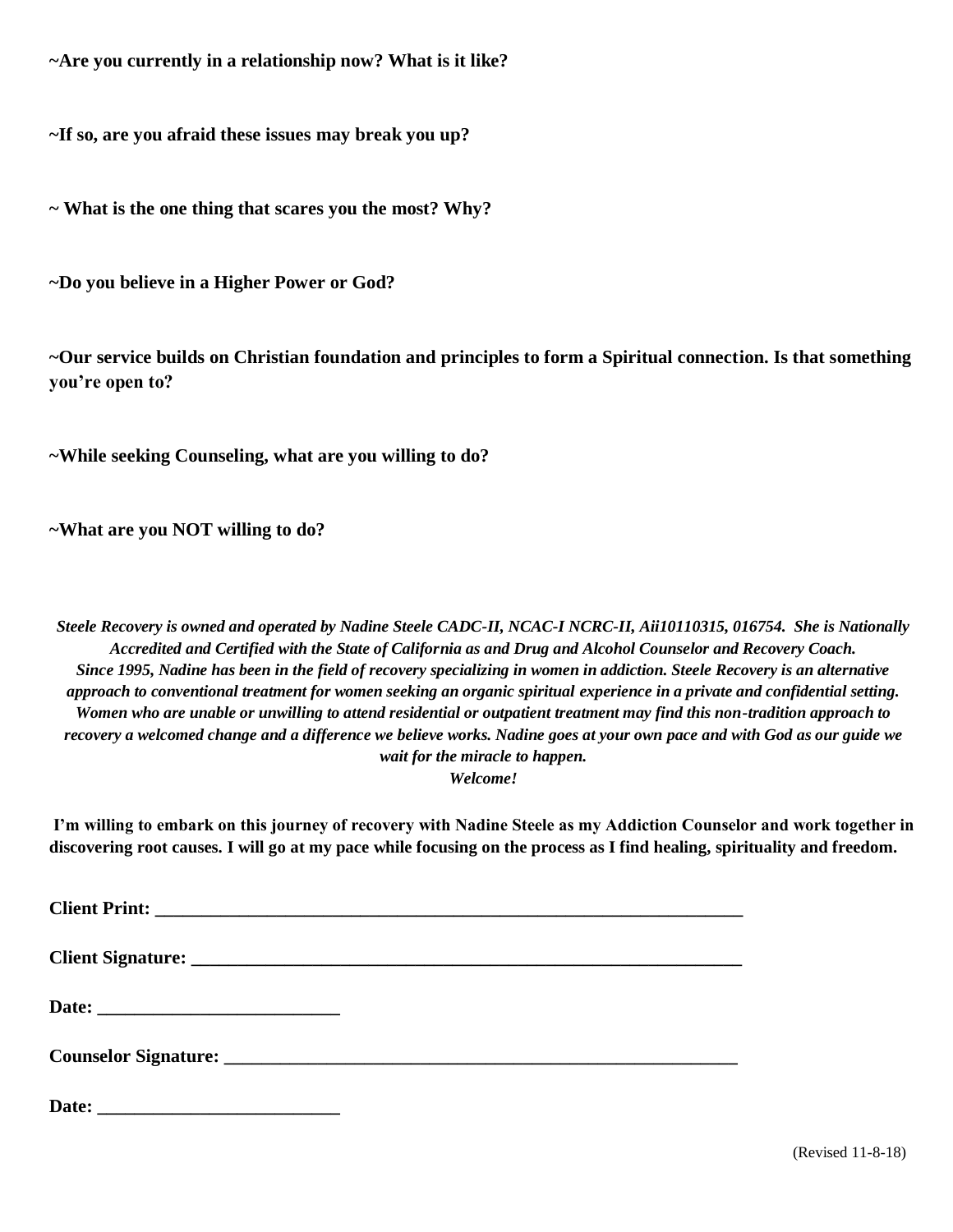**~Are you currently in a relationship now? What is it like?**

**~If so, are you afraid these issues may break you up?**

**~ What is the one thing that scares you the most? Why?**

**~Do you believe in a Higher Power or God?**

**~Our service builds on Christian foundation and principles to form a Spiritual connection. Is that something you're open to?**

**~While seeking Counseling, what are you willing to do?**

**~What are you NOT willing to do?**

***Steele Recovery is owned and operated by Nadine Steele CADC-II, NCAC-I NCRC-II, Aii10110315, 016754. She is Nationally Accredited and Certified with the State of California as and Drug and Alcohol Counselor and Recovery Coach. Since 1995, Nadine has been in the field of recovery specializing in women in addiction. Steele Recovery is an alternative approach to conventional treatment for women seeking an organic spiritual experience in a private and confidential setting. Women who are unable or unwilling to attend residential or outpatient treatment may find this non-tradition approach to recovery a welcomed change and a difference we believe works. Nadine goes at your own pace and with God as our guide we wait for the miracle to happen.***

***Welcome!***

**I'm willing to embark on this journey of recovery with Nadine Steele as my Addiction Counselor and work together in discovering root causes. I will go at my pace while focusing on the process as I find healing, spirituality and freedom.**

**Client Print: \_\_\_\_\_\_\_\_\_\_\_\_\_\_\_\_\_\_\_\_\_\_\_\_\_\_\_\_\_\_\_\_\_\_\_\_\_\_\_\_\_\_\_\_\_\_\_\_\_\_\_\_\_\_\_\_\_\_\_\_\_\_\_\_**

**Client Signature: \_\_\_\_\_\_\_\_\_\_\_\_\_\_\_\_\_\_\_\_\_\_\_\_\_\_\_\_\_\_\_\_\_\_\_\_\_\_\_\_\_\_\_\_\_\_\_\_\_\_\_\_\_\_\_\_\_\_\_\_**

**Date: \_\_\_\_\_\_\_\_\_\_\_\_\_\_\_\_\_\_\_\_\_\_\_\_\_\_\_**

**Counselor Signature: \_\_\_\_\_\_\_\_\_\_\_\_\_\_\_\_\_\_\_\_\_\_\_\_\_\_\_\_\_\_\_\_\_\_\_\_\_\_\_\_\_\_\_\_\_\_\_\_\_\_\_\_\_\_\_\_\_**

**Date: \_\_\_\_\_\_\_\_\_\_\_\_\_\_\_\_\_\_\_\_\_\_\_\_\_\_\_**

(Revised 11-8-18)